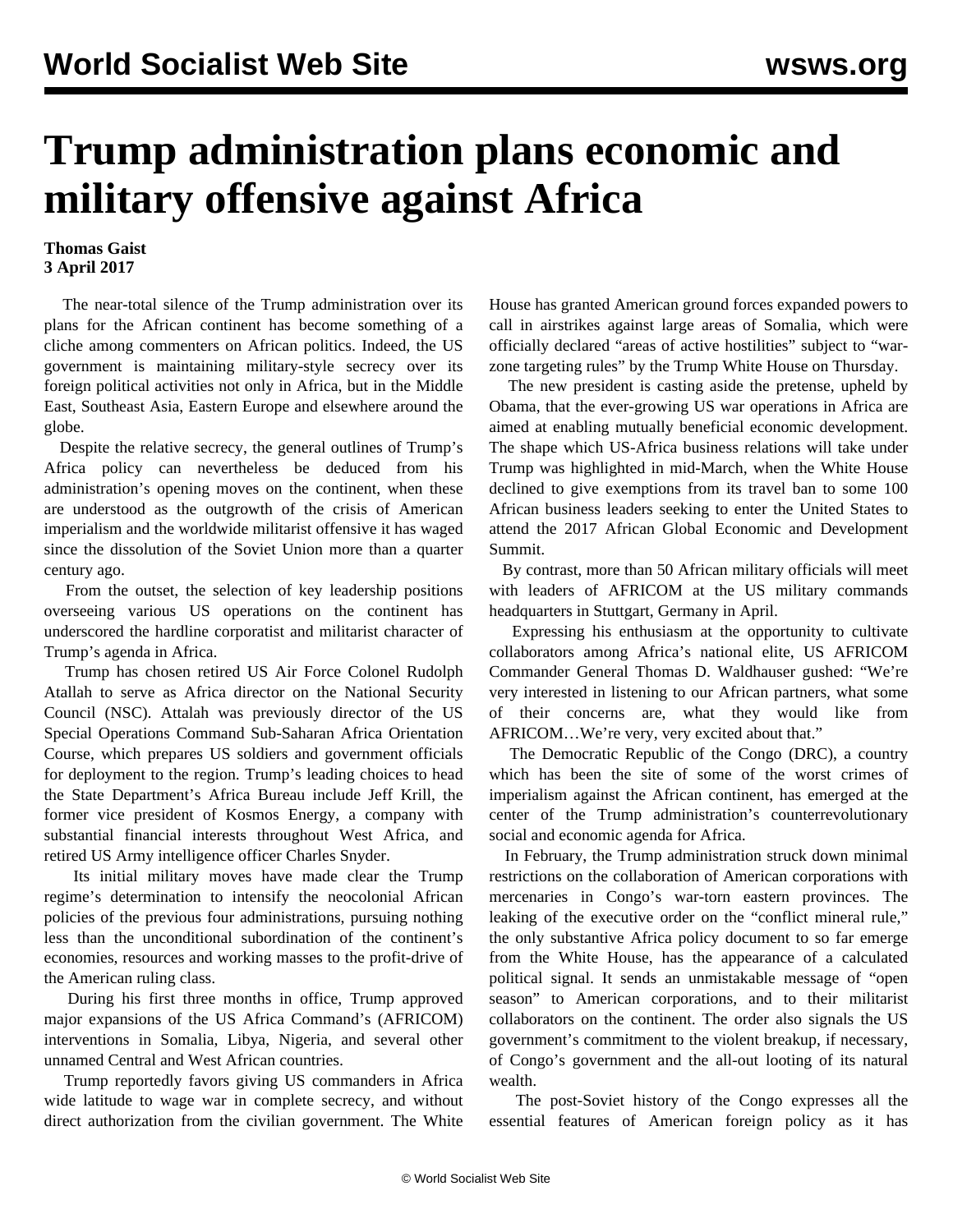# Trump administration plans economic and military offensive against Africa

**Thomas Gaist**
**3 April 2017**

The near-total silence of the Trump administration over its plans for the African continent has become something of a cliche among commenters on African politics. Indeed, the US government is maintaining military-style secrecy over its foreign political activities not only in Africa, but in the Middle East, Southeast Asia, Eastern Europe and elsewhere around the globe.

Despite the relative secrecy, the general outlines of Trump's Africa policy can nevertheless be deduced from his administration's opening moves on the continent, when these are understood as the outgrowth of the crisis of American imperialism and the worldwide militarist offensive it has waged since the dissolution of the Soviet Union more than a quarter century ago.

From the outset, the selection of key leadership positions overseeing various US operations on the continent has underscored the hardline corporatist and militarist character of Trump's agenda in Africa.

Trump has chosen retired US Air Force Colonel Rudolph Atallah to serve as Africa director on the National Security Council (NSC). Attalah was previously director of the US Special Operations Command Sub-Saharan Africa Orientation Course, which prepares US soldiers and government officials for deployment to the region. Trump's leading choices to head the State Department's Africa Bureau include Jeff Krill, the former vice president of Kosmos Energy, a company with substantial financial interests throughout West Africa, and retired US Army intelligence officer Charles Snyder.

Its initial military moves have made clear the Trump regime's determination to intensify the neocolonial African policies of the previous four administrations, pursuing nothing less than the unconditional subordination of the continent's economies, resources and working masses to the profit-drive of the American ruling class.

During his first three months in office, Trump approved major expansions of the US Africa Command's (AFRICOM) interventions in Somalia, Libya, Nigeria, and several other unnamed Central and West African countries.

Trump reportedly favors giving US commanders in Africa wide latitude to wage war in complete secrecy, and without direct authorization from the civilian government. The White House has granted American ground forces expanded powers to call in airstrikes against large areas of Somalia, which were officially declared "areas of active hostilities" subject to "war-zone targeting rules" by the Trump White House on Thursday.

The new president is casting aside the pretense, upheld by Obama, that the ever-growing US war operations in Africa are aimed at enabling mutually beneficial economic development. The shape which US-Africa business relations will take under Trump was highlighted in mid-March, when the White House declined to give exemptions from its travel ban to some 100 African business leaders seeking to enter the United States to attend the 2017 African Global Economic and Development Summit.

By contrast, more than 50 African military officials will meet with leaders of AFRICOM at the US military commands headquarters in Stuttgart, Germany in April.

Expressing his enthusiasm at the opportunity to cultivate collaborators among Africa's national elite, US AFRICOM Commander General Thomas D. Waldhauser gushed: "We're very interested in listening to our African partners, what some of their concerns are, what they would like from AFRICOM…We're very, very excited about that."

The Democratic Republic of the Congo (DRC), a country which has been the site of some of the worst crimes of imperialism against the African continent, has emerged at the center of the Trump administration's counterrevolutionary social and economic agenda for Africa.

In February, the Trump administration struck down minimal restrictions on the collaboration of American corporations with mercenaries in Congo's war-torn eastern provinces. The leaking of the executive order on the "conflict mineral rule," the only substantive Africa policy document to so far emerge from the White House, has the appearance of a calculated political signal. It sends an unmistakable message of "open season" to American corporations, and to their militarist collaborators on the continent. The order also signals the US government's commitment to the violent breakup, if necessary, of Congo's government and the all-out looting of its natural wealth.

The post-Soviet history of the Congo expresses all the essential features of American foreign policy as it has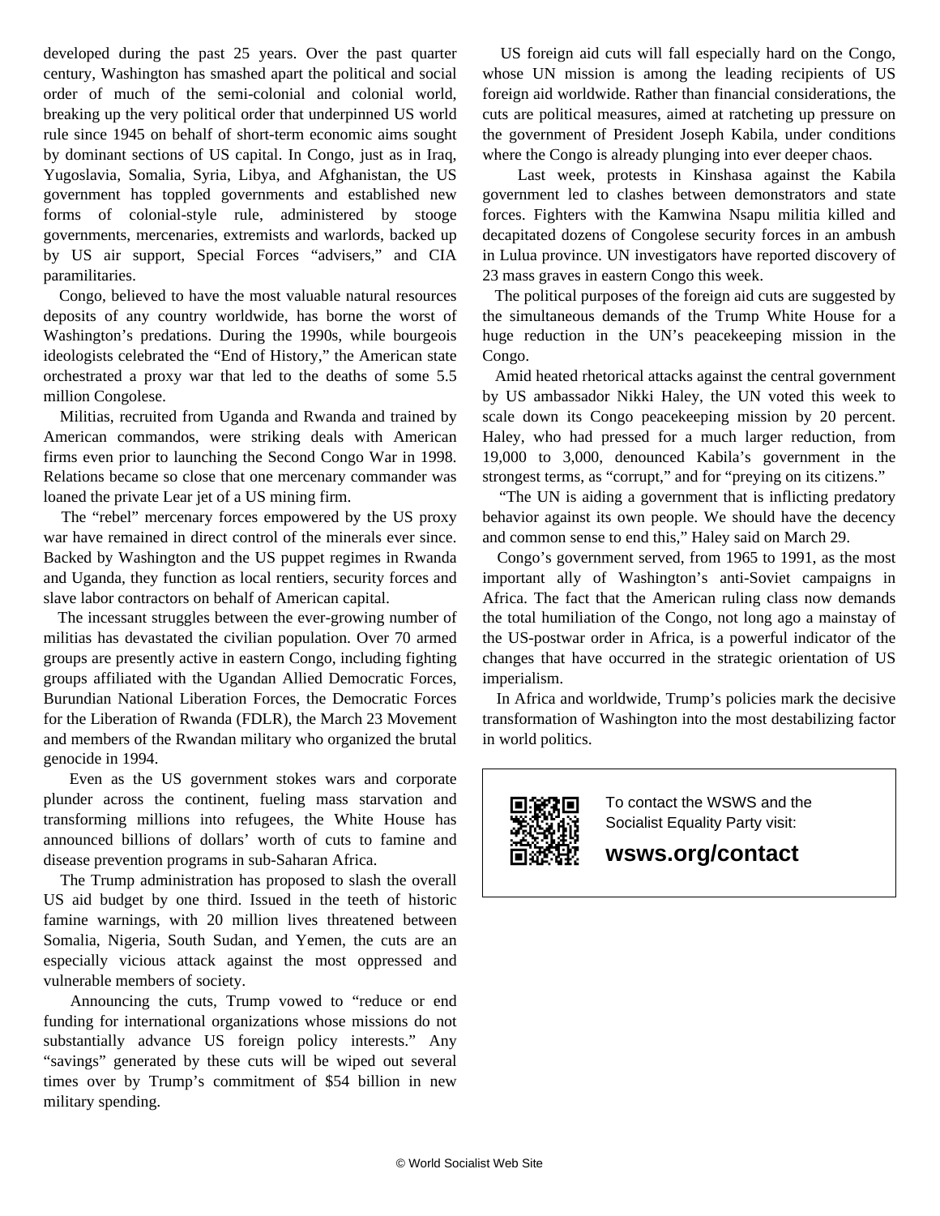developed during the past 25 years. Over the past quarter century, Washington has smashed apart the political and social order of much of the semi-colonial and colonial world, breaking up the very political order that underpinned US world rule since 1945 on behalf of short-term economic aims sought by dominant sections of US capital. In Congo, just as in Iraq, Yugoslavia, Somalia, Syria, Libya, and Afghanistan, the US government has toppled governments and established new forms of colonial-style rule, administered by stooge governments, mercenaries, extremists and warlords, backed up by US air support, Special Forces "advisers," and CIA paramilitaries.

Congo, believed to have the most valuable natural resources deposits of any country worldwide, has borne the worst of Washington's predations. During the 1990s, while bourgeois ideologists celebrated the "End of History," the American state orchestrated a proxy war that led to the deaths of some 5.5 million Congolese.

Militias, recruited from Uganda and Rwanda and trained by American commandos, were striking deals with American firms even prior to launching the Second Congo War in 1998. Relations became so close that one mercenary commander was loaned the private Lear jet of a US mining firm.

The "rebel" mercenary forces empowered by the US proxy war have remained in direct control of the minerals ever since. Backed by Washington and the US puppet regimes in Rwanda and Uganda, they function as local rentiers, security forces and slave labor contractors on behalf of American capital.

The incessant struggles between the ever-growing number of militias has devastated the civilian population. Over 70 armed groups are presently active in eastern Congo, including fighting groups affiliated with the Ugandan Allied Democratic Forces, Burundian National Liberation Forces, the Democratic Forces for the Liberation of Rwanda (FDLR), the March 23 Movement and members of the Rwandan military who organized the brutal genocide in 1994.

Even as the US government stokes wars and corporate plunder across the continent, fueling mass starvation and transforming millions into refugees, the White House has announced billions of dollars' worth of cuts to famine and disease prevention programs in sub-Saharan Africa.

The Trump administration has proposed to slash the overall US aid budget by one third. Issued in the teeth of historic famine warnings, with 20 million lives threatened between Somalia, Nigeria, South Sudan, and Yemen, the cuts are an especially vicious attack against the most oppressed and vulnerable members of society.

Announcing the cuts, Trump vowed to "reduce or end funding for international organizations whose missions do not substantially advance US foreign policy interests." Any "savings" generated by these cuts will be wiped out several times over by Trump's commitment of $54 billion in new military spending.

US foreign aid cuts will fall especially hard on the Congo, whose UN mission is among the leading recipients of US foreign aid worldwide. Rather than financial considerations, the cuts are political measures, aimed at ratcheting up pressure on the government of President Joseph Kabila, under conditions where the Congo is already plunging into ever deeper chaos.

Last week, protests in Kinshasa against the Kabila government led to clashes between demonstrators and state forces. Fighters with the Kamwina Nsapu militia killed and decapitated dozens of Congolese security forces in an ambush in Lulua province. UN investigators have reported discovery of 23 mass graves in eastern Congo this week.

The political purposes of the foreign aid cuts are suggested by the simultaneous demands of the Trump White House for a huge reduction in the UN's peacekeeping mission in the Congo.

Amid heated rhetorical attacks against the central government by US ambassador Nikki Haley, the UN voted this week to scale down its Congo peacekeeping mission by 20 percent. Haley, who had pressed for a much larger reduction, from 19,000 to 3,000, denounced Kabila's government in the strongest terms, as "corrupt," and for "preying on its citizens."

"The UN is aiding a government that is inflicting predatory behavior against its own people. We should have the decency and common sense to end this," Haley said on March 29.

Congo's government served, from 1965 to 1991, as the most important ally of Washington's anti-Soviet campaigns in Africa. The fact that the American ruling class now demands the total humiliation of the Congo, not long ago a mainstay of the US-postwar order in Africa, is a powerful indicator of the changes that have occurred in the strategic orientation of US imperialism.

In Africa and worldwide, Trump's policies mark the decisive transformation of Washington into the most destabilizing factor in world politics.

To contact the WSWS and the Socialist Equality Party visit:

**wsws.org/contact**